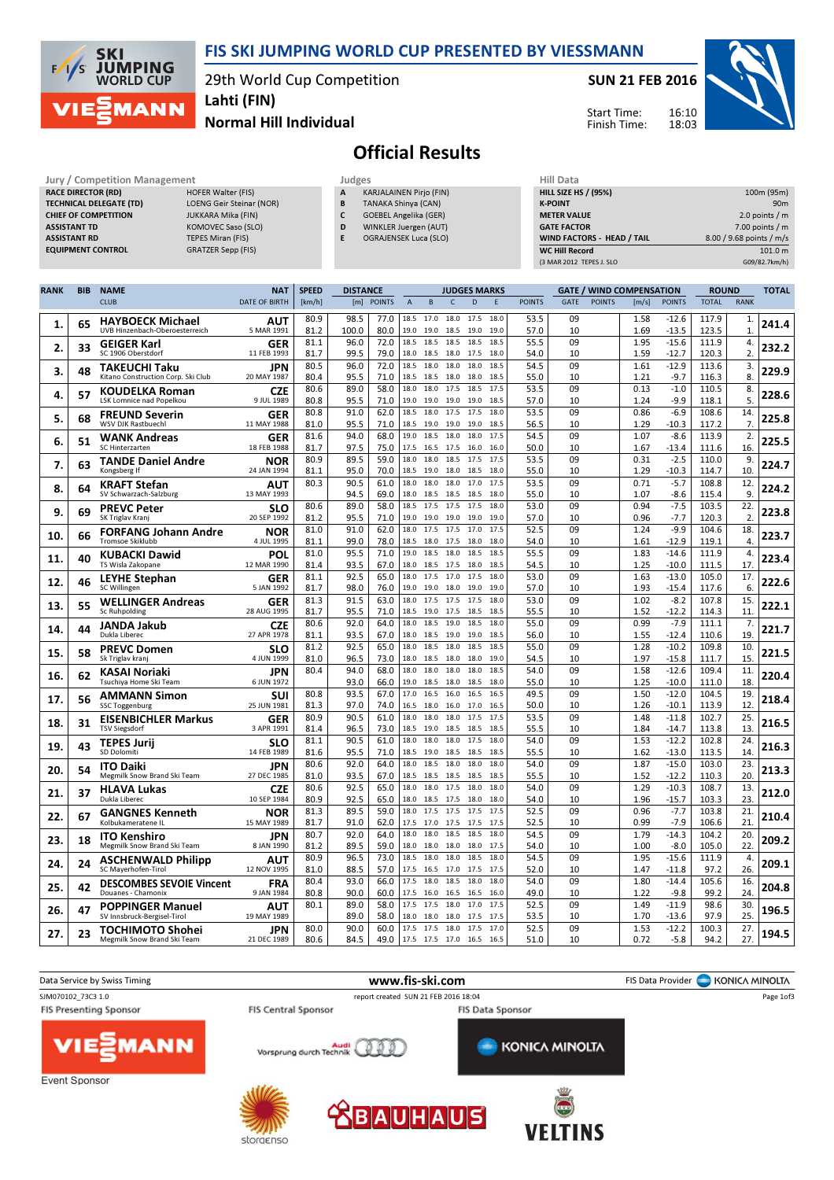# FIS SKI JUMPING WORLD CUP PRESENTED BY VIESSMANN

29th World Cup Competition
Lahti (FIN)
Normal Hill Individual

SUN 21 FEB 2016

Start Time: 16:10
Finish Time: 18:03

## Official Results

**Jury / Competition Management**

| | |
|---|---|
| RACE DIRECTOR (RD) | HOFER Walter (FIS) |
| TECHNICAL DELEGATE (TD) | LOENG Geir Steinar (NOR) |
| CHIEF OF COMPETITION | JUKKARA Mika (FIN) |
| ASSISTANT TD | KOMOVEC Saso (SLO) |
| ASSISTANT RD | TEPES Miran (FIS) |
| EQUIPMENT CONTROL | GRATZER Sepp (FIS) |

**Judges**

| | |
|---|---|
| A | KARJALAINEN Pirjo (FIN) |
| B | TANAKA Shinya (CAN) |
| C | GOEBEL Angelika (GER) |
| D | WINKLER Juergen (AUT) |
| E | OGRAJENSEK Luca (SLO) |

**Hill Data**

| | |
|---|---|
| HILL SIZE HS / (95%) | 100m (95m) |
| K-POINT | 90m |
| METER VALUE | 2.0 points / m |
| GATE FACTOR | 7.00 points / m |
| WIND FACTORS - HEAD / TAIL | 8.00 / 9.68 points / m/s |
| WC Hill Record | 101.0 m |
| (3 MAR 2012 TEPES J. SLO | G09/82.7km/h) |

| RANK | BIB | NAME / CLUB | NAT / DATE OF BIRTH | SPEED [km/h] | DISTANCE [m] | DIST. POINTS | A | B | C | D | E | JUDGES POINTS | GATE | GATE POINTS | WIND [m/s] | WIND POINTS | ROUND TOTAL | ROUND RANK | TOTAL |
|---|---|---|---|---|---|---|---|---|---|---|---|---|---|---|---|---|---|---|---|
| 1. | 65 | HAYBOECK Michael / UVB Hinzenbach-Oberoesterreich | AUT / 5 MAR 1991 | 80.9 | 98.5 | 77.0 | 18.5 | 17.0 | 18.0 | 17.5 | 18.0 | 53.5 | 09 | | 1.58 | -12.6 | 117.9 | 1. | 241.4 |
| | | | | 81.2 | 100.0 | 80.0 | 19.0 | 19.0 | 18.5 | 19.0 | 19.0 | 57.0 | 10 | | 1.69 | -13.5 | 123.5 | 1. | |
| 2. | 33 | GEIGER Karl / SC 1906 Oberstdorf | GER / 11 FEB 1993 | 81.1 | 96.0 | 72.0 | 18.5 | 18.5 | 18.5 | 18.5 | 18.5 | 55.5 | 09 | | 1.95 | -15.6 | 111.9 | 4. | 232.2 |
| | | | | 81.7 | 99.5 | 79.0 | 18.0 | 18.5 | 18.0 | 17.5 | 18.0 | 54.0 | 10 | | 1.59 | -12.7 | 120.3 | 2. | |
| 3. | 48 | TAKEUCHI Taku / Kitano Construction Corp. Ski Club | JPN / 20 MAY 1987 | 80.5 | 96.0 | 72.0 | 18.5 | 18.0 | 18.0 | 18.0 | 18.5 | 54.5 | 09 | | 1.61 | -12.9 | 113.6 | 3. | 229.9 |
| | | | | 80.4 | 95.5 | 71.0 | 18.5 | 18.5 | 18.0 | 18.5 | 18.0 | 55.0 | 10 | | 1.21 | -9.7 | 116.3 | 8. | |
| 4. | 57 | KOUDELKA Roman / LSK Lomnice nad Popelkou | CZE / 9 JUL 1989 | 80.6 | 89.0 | 58.0 | 18.0 | 18.0 | 17.5 | 18.5 | 17.5 | 53.5 | 09 | | 0.13 | -1.0 | 110.5 | 8. | 228.6 |
| | | | | 80.8 | 95.5 | 71.0 | 19.0 | 19.0 | 19.0 | 19.0 | 18.5 | 57.0 | 10 | | 1.24 | -9.9 | 118.1 | 5. | |
| 5. | 68 | FREUND Severin / WSV DJK Rastbuechl | GER / 11 MAY 1988 | 80.8 | 91.0 | 62.0 | 18.5 | 18.0 | 17.5 | 17.5 | 18.0 | 53.5 | 09 | | 0.86 | -6.9 | 108.6 | 14. | 225.8 |
| | | | | 81.0 | 95.5 | 71.0 | 18.5 | 19.0 | 19.0 | 19.0 | 18.5 | 56.5 | 10 | | 1.29 | -10.3 | 117.2 | 7. | |
| 6. | 51 | WANK Andreas / SC Hinterzarten | GER / 18 FEB 1988 | 81.6 | 94.0 | 68.0 | 19.0 | 18.5 | 18.0 | 18.0 | 17.5 | 54.5 | 09 | | 1.07 | -8.6 | 113.9 | 2. | 225.5 |
| | | | | 81.7 | 97.5 | 75.0 | 17.5 | 16.5 | 17.5 | 16.0 | 16.0 | 50.0 | 10 | | 1.67 | -13.4 | 111.6 | 16. | |
| 7. | 63 | TANDE Daniel Andre / Kongsberg If | NOR / 24 JAN 1994 | 80.9 | 89.5 | 59.0 | 18.0 | 18.0 | 18.5 | 17.5 | 17.5 | 53.5 | 09 | | 0.31 | -2.5 | 110.0 | 9. | 224.7 |
| | | | | 81.1 | 95.0 | 70.0 | 18.5 | 19.0 | 18.0 | 18.5 | 18.5 | 55.0 | 10 | | 1.29 | -10.3 | 114.7 | 10. | |
| 8. | 64 | KRAFT Stefan / SV Schwarzach-Salzburg | AUT / 13 MAY 1993 | 80.3 | 90.5 | 61.0 | 18.0 | 18.0 | 18.0 | 17.0 | 17.5 | 53.5 | 09 | | 0.71 | -5.7 | 108.8 | 12. | 224.2 |
| | | | | | 94.5 | 69.0 | 18.0 | 18.5 | 18.5 | 18.5 | 18.0 | 55.0 | 10 | | 1.07 | -8.6 | 115.4 | 9. | |
| 9. | 69 | PREVC Peter / SK Triglav Kranj | SLO / 20 SEP 1992 | 80.6 | 89.0 | 58.0 | 18.5 | 17.5 | 17.5 | 17.5 | 18.0 | 53.0 | 09 | | 0.94 | -7.5 | 103.5 | 22. | 223.8 |
| | | | | 81.2 | 95.5 | 71.0 | 19.0 | 19.0 | 19.0 | 19.0 | 19.0 | 57.0 | 10 | | 0.96 | -7.7 | 120.3 | 2. | |
| 10. | 66 | FORFANG Johann Andre / Tromsoe Skiklubb | NOR / 4 JUL 1995 | 81.0 | 91.0 | 62.0 | 18.0 | 17.5 | 17.5 | 17.0 | 17.5 | 52.5 | 09 | | 1.24 | -9.9 | 104.6 | 18. | 223.7 |
| | | | | 81.1 | 99.0 | 78.0 | 18.5 | 18.0 | 17.5 | 18.0 | 18.0 | 54.0 | 10 | | 1.61 | -12.9 | 119.1 | 4. | |
| 11. | 40 | KUBACKI Dawid / TS Wisla Zakopane | POL / 12 MAR 1990 | 81.0 | 95.5 | 71.0 | 19.0 | 18.5 | 18.0 | 18.5 | 18.5 | 55.5 | 09 | | 1.83 | -14.6 | 111.9 | 4. | 223.4 |
| | | | | 81.4 | 93.5 | 67.0 | 18.0 | 18.5 | 17.5 | 18.0 | 18.5 | 54.5 | 10 | | 1.25 | -10.0 | 111.5 | 17. | |
| 12. | 46 | LEYHE Stephan / SC Willingen | GER / 5 JAN 1992 | 81.1 | 92.5 | 65.0 | 18.0 | 17.5 | 17.0 | 17.5 | 18.0 | 53.0 | 09 | | 1.63 | -13.0 | 105.0 | 17. | 222.6 |
| | | | | 81.7 | 98.0 | 76.0 | 19.0 | 19.0 | 18.0 | 19.0 | 19.0 | 57.0 | 10 | | 1.93 | -15.4 | 117.6 | 6. | |
| 13. | 55 | WELLINGER Andreas / Sc Ruhpolding | GER / 28 AUG 1995 | 81.3 | 91.5 | 63.0 | 18.0 | 17.5 | 17.5 | 17.5 | 18.0 | 53.0 | 09 | | 1.02 | -8.2 | 107.8 | 15. | 222.1 |
| | | | | 81.7 | 95.5 | 71.0 | 18.5 | 19.0 | 17.5 | 18.5 | 18.5 | 55.5 | 10 | | 1.52 | -12.2 | 114.3 | 11. | |
| 14. | 44 | JANDA Jakub / Dukla Liberec | CZE / 27 APR 1978 | 80.6 | 92.0 | 64.0 | 18.0 | 18.5 | 19.0 | 18.5 | 18.0 | 55.0 | 09 | | 0.99 | -7.9 | 111.1 | 7. | 221.7 |
| | | | | 81.1 | 93.5 | 67.0 | 18.0 | 18.5 | 19.0 | 19.0 | 18.5 | 56.0 | 10 | | 1.55 | -12.4 | 110.6 | 19. | |
| 15. | 58 | PREVC Domen / Sk Triglav kranj | SLO / 4 JUN 1999 | 81.2 | 92.5 | 65.0 | 18.0 | 18.5 | 18.0 | 18.5 | 18.5 | 55.0 | 09 | | 1.28 | -10.2 | 109.8 | 10. | 221.5 |
| | | | | 81.0 | 96.5 | 73.0 | 18.0 | 18.5 | 18.0 | 18.0 | 19.0 | 54.5 | 10 | | 1.97 | -15.8 | 111.7 | 15. | |
| 16. | 62 | KASAI Noriaki / Tsuchiya Home Ski Team | JPN / 6 JUN 1972 | 80.4 | 94.0 | 68.0 | 18.0 | 18.0 | 18.0 | 18.0 | 18.5 | 54.0 | 09 | | 1.58 | -12.6 | 109.4 | 11. | 220.4 |
| | | | | | 93.0 | 66.0 | 19.0 | 18.5 | 18.0 | 18.5 | 18.5 | 55.0 | 10 | | 1.25 | -10.0 | 111.0 | 18. | |
| 17. | 56 | AMMANN Simon / SSC Toggenburg | SUI / 25 JUN 1981 | 80.8 | 93.5 | 67.0 | 17.0 | 16.5 | 16.0 | 16.5 | 16.5 | 49.5 | 09 | | 1.50 | -12.0 | 104.5 | 19. | 218.4 |
| | | | | 81.3 | 97.0 | 74.0 | 16.5 | 18.0 | 16.0 | 17.0 | 16.5 | 50.0 | 10 | | 1.26 | -10.1 | 113.9 | 12. | |
| 18. | 31 | EISENBICHLER Markus / TSV Siegsdorf | GER / 3 APR 1991 | 80.9 | 90.5 | 61.0 | 18.0 | 18.0 | 18.0 | 17.5 | 17.5 | 53.5 | 09 | | 1.48 | -11.8 | 102.7 | 25. | 216.5 |
| | | | | 81.4 | 96.5 | 73.0 | 18.5 | 19.0 | 18.5 | 18.5 | 18.5 | 55.5 | 10 | | 1.84 | -14.7 | 113.8 | 13. | |
| 19. | 43 | TEPES Jurij / SD Dolomiti | SLO / 14 FEB 1989 | 81.1 | 90.5 | 61.0 | 18.0 | 18.0 | 18.0 | 17.5 | 18.0 | 54.0 | 09 | | 1.53 | -12.2 | 102.8 | 24. | 216.3 |
| | | | | 81.6 | 95.5 | 71.0 | 18.5 | 19.0 | 18.5 | 18.5 | 18.5 | 55.5 | 10 | | 1.62 | -13.0 | 113.5 | 14. | |
| 20. | 54 | ITO Daiki / Megmilk Snow Brand Ski Team | JPN / 27 DEC 1985 | 80.6 | 92.0 | 64.0 | 18.0 | 18.5 | 18.0 | 18.0 | 18.0 | 54.0 | 09 | | 1.87 | -15.0 | 103.0 | 23. | 213.3 |
| | | | | 81.0 | 93.5 | 67.0 | 18.5 | 18.5 | 18.5 | 18.5 | 18.5 | 55.5 | 10 | | 1.52 | -12.2 | 110.3 | 20. | |
| 21. | 37 | HLAVA Lukas / Dukla Liberec | CZE / 10 SEP 1984 | 80.6 | 92.5 | 65.0 | 18.0 | 18.0 | 17.5 | 18.0 | 18.0 | 54.0 | 09 | | 1.29 | -10.3 | 108.7 | 13. | 212.0 |
| | | | | 80.9 | 92.5 | 65.0 | 18.0 | 18.5 | 17.5 | 18.0 | 18.5 | 54.0 | 10 | | 1.96 | -15.7 | 103.3 | 23. | |
| 22. | 67 | GANGNES Kenneth / Kolbukameratene IL | NOR / 15 MAY 1989 | 81.3 | 89.5 | 59.0 | 18.0 | 17.5 | 17.5 | 17.5 | 17.5 | 52.5 | 09 | | 0.96 | -7.7 | 103.8 | 21. | 210.4 |
| | | | | 81.7 | 91.0 | 62.0 | 17.5 | 17.5 | 17.5 | 17.5 | 17.5 | 52.5 | 10 | | 0.99 | -7.9 | 106.6 | 21. | |
| 23. | 18 | ITO Kenshiro / Megmilk Snow Brand Ski Team | JPN / 8 JAN 1990 | 80.7 | 92.0 | 64.0 | 18.0 | 18.0 | 18.5 | 18.5 | 18.0 | 54.5 | 09 | | 1.79 | -14.3 | 104.2 | 20. | 209.2 |
| | | | | 81.2 | 89.5 | 59.0 | 18.0 | 18.0 | 18.0 | 18.0 | 17.5 | 54.0 | 10 | | 1.00 | -8.0 | 105.0 | 22. | |
| 24. | 24 | ASCHENWALD Philipp / SC Mayerhofen-Tirol | AUT / 12 NOV 1995 | 80.9 | 96.5 | 73.0 | 18.5 | 18.0 | 18.0 | 18.5 | 18.0 | 54.5 | 09 | | 1.95 | -15.6 | 111.9 | 4. | 209.1 |
| | | | | 81.0 | 88.5 | 57.0 | 17.5 | 16.5 | 17.0 | 17.5 | 17.5 | 52.0 | 10 | | 1.47 | -11.8 | 97.2 | 26. | |
| 25. | 42 | DESCOMBES SEVOIE Vincent / Douanes - Chamonix | FRA / 9 JAN 1984 | 80.4 | 93.0 | 66.0 | 17.5 | 18.0 | 18.5 | 18.0 | 18.0 | 54.0 | 09 | | 1.80 | -14.4 | 105.6 | 16. | 204.8 |
| | | | | 80.8 | 90.0 | 60.0 | 17.5 | 16.0 | 16.5 | 16.5 | 16.0 | 49.0 | 10 | | 1.22 | -9.8 | 99.2 | 24. | |
| 26. | 47 | POPPINGER Manuel / SV Innsbruck-Bergisel-Tirol | AUT / 19 MAY 1989 | 80.1 | 89.0 | 58.0 | 17.5 | 17.5 | 18.0 | 17.0 | 17.5 | 52.5 | 09 | | 1.49 | -11.9 | 98.6 | 30. | 196.5 |
| | | | | | 89.0 | 58.0 | 18.0 | 18.0 | 18.0 | 17.5 | 17.5 | 53.5 | 10 | | 1.70 | -13.6 | 97.9 | 25. | |
| 27. | 23 | TOCHIMOTO Shohei / Megmilk Snow Brand Ski Team | JPN / 21 DEC 1989 | 80.0 | 90.0 | 60.0 | 17.5 | 17.5 | 18.0 | 17.5 | 17.0 | 52.5 | 09 | | 1.53 | -12.2 | 100.3 | 27. | 194.5 |
| | | | | 80.6 | 84.5 | 49.0 | 17.5 | 17.5 | 17.0 | 16.5 | 16.5 | 51.0 | 10 | | 0.72 | -5.8 | 94.2 | 27. | |

Data Service by Swiss Timing — www.fis-ski.com — FIS Data Provider KONICA MINOLTA

SJM070102_73C3 1.0 — report created SUN 21 FEB 2016 18:04

FIS Presenting Sponsor: VIESSMANN — FIS Central Sponsor: Audi — FIS Data Sponsor: KONICA MINOLTA

Event Sponsor: storaenso, BAUHAUS, VELTINS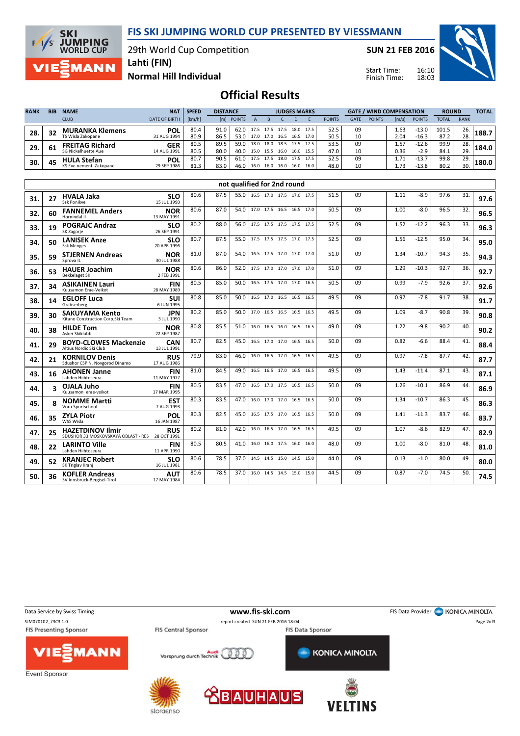# FIS SKI JUMPING WORLD CUP PRESENTED BY VIESSMANN

29th World Cup Competition
Lahti (FIN)
Normal Hill Individual

SUN 21 FEB 2016

Start Time: 16:10
Finish Time: 18:03

## Official Results

| RANK | BIB | NAME / CLUB | NAT / DATE OF BIRTH | SPEED [km/h] | DISTANCE [m] | DISTANCE POINTS | A | B | C | D | E | JUDGES POINTS | GATE | GATE POINTS | WIND [m/s] | WIND POINTS | ROUND TOTAL | ROUND RANK | TOTAL |
|---|---|---|---|---|---|---|---|---|---|---|---|---|---|---|---|---|---|---|---|
| 28. | 32 | **MURANKA Klemens** TS Wisla Zakopane | POL 31 AUG 1994 | 80.4 | 91.0 | 62.0 | 17.5 | 17.5 | 17.5 | 18.0 | 17.5 | 52.5 | 09 | | 1.63 | -13.0 | 101.5 | 26. | 188.7 |
| | | | | 80.9 | 86.5 | 53.0 | 17.0 | 17.0 | 16.5 | 16.5 | 17.0 | 50.5 | 10 | | 2.04 | -16.3 | 87.2 | 28. | |
| 29. | 61 | **FREITAG Richard** SG Nickelhuette Aue | GER 14 AUG 1991 | 80.5 | 89.5 | 59.0 | 18.0 | 18.0 | 18.5 | 17.5 | 17.5 | 53.5 | 09 | | 1.57 | -12.6 | 99.9 | 28. | 184.0 |
| | | | | 80.5 | 80.0 | 40.0 | 15.0 | 15.5 | 16.0 | 16.0 | 15.5 | 47.0 | 10 | | 0.36 | -2.9 | 84.1 | 29. | |
| 30. | 45 | **HULA Stefan** KS Eve-nement Zakopane | POL 29 SEP 1986 | 80.7 | 90.5 | 61.0 | 17.5 | 17.5 | 18.0 | 17.5 | 17.5 | 52.5 | 09 | | 1.71 | -13.7 | 99.8 | 29. | 180.0 |
| | | | | 81.3 | 83.0 | 46.0 | 16.0 | 16.0 | 16.0 | 16.0 | 16.0 | 48.0 | 10 | | 1.73 | -13.8 | 80.2 | 30. | |

### not qualified for 2nd round

| RANK | BIB | NAME / CLUB | NAT / DATE OF BIRTH | SPEED [km/h] | DISTANCE [m] | DISTANCE POINTS | A | B | C | D | E | JUDGES POINTS | GATE | GATE POINTS | WIND [m/s] | WIND POINTS | ROUND TOTAL | ROUND RANK | TOTAL |
|---|---|---|---|---|---|---|---|---|---|---|---|---|---|---|---|---|---|---|---|
| 31. | 27 | **HVALA Jaka** Ssk Ponikve | SLO 15 JUL 1993 | 80.6 | 87.5 | 55.0 | 16.5 | 17.0 | 17.5 | 17.0 | 17.5 | 51.5 | 09 | | 1.11 | -8.9 | 97.6 | 31. | 97.6 |
| 32. | 60 | **FANNEMEL Anders** Hornindal Il | NOR 13 MAY 1991 | 80.6 | 87.0 | 54.0 | 17.0 | 17.5 | 16.5 | 16.5 | 17.0 | 50.5 | 09 | | 1.00 | -8.0 | 96.5 | 32. | 96.5 |
| 33. | 19 | **POGRAJC Andraz** SK Zagorje | SLO 26 SEP 1991 | 80.2 | 88.0 | 56.0 | 17.5 | 17.5 | 17.5 | 17.5 | 17.5 | 52.5 | 09 | | 1.52 | -12.2 | 96.3 | 33. | 96.3 |
| 34. | 50 | **LANISEK Anze** Ssk Menges | SLO 20 APR 1996 | 80.7 | 87.5 | 55.0 | 17.5 | 17.5 | 17.5 | 17.0 | 17.5 | 52.5 | 09 | | 1.56 | -12.5 | 95.0 | 34. | 95.0 |
| 35. | 59 | **STJERNEN Andreas** Sprova IL | NOR 30 JUL 1988 | 81.0 | 87.0 | 54.0 | 16.5 | 17.5 | 17.0 | 17.0 | 17.0 | 51.0 | 09 | | 1.34 | -10.7 | 94.3 | 35. | 94.3 |
| 36. | 53 | **HAUER Joachim** Bekkelaget SK | NOR 2 FEB 1991 | 80.6 | 86.0 | 52.0 | 17.5 | 17.0 | 17.0 | 17.0 | 17.0 | 51.0 | 09 | | 1.29 | -10.3 | 92.7 | 36. | 92.7 |
| 37. | 34 | **ASIKAINEN Lauri** Kuusamon Erae-Veikot | FIN 28 MAY 1989 | 80.5 | 85.0 | 50.0 | 16.5 | 17.5 | 17.0 | 17.0 | 16.5 | 50.5 | 09 | | 0.99 | -7.9 | 92.6 | 37. | 92.6 |
| 38. | 14 | **EGLOFF Luca** Grabserberg | SUI 6 JUN 1995 | 80.8 | 85.0 | 50.0 | 16.5 | 17.0 | 16.5 | 16.5 | 16.5 | 49.5 | 09 | | 0.97 | -7.8 | 91.7 | 38. | 91.7 |
| 39. | 30 | **SAKUYAMA Kento** Kitano Construction Corp.Ski Team | JPN 3 JUL 1990 | 80.2 | 85.0 | 50.0 | 17.0 | 16.5 | 16.5 | 16.5 | 16.5 | 49.5 | 09 | | 1.09 | -8.7 | 90.8 | 39. | 90.8 |
| 40. | 38 | **HILDE Tom** Asker Skiklubb | NOR 22 SEP 1987 | 80.8 | 85.5 | 51.0 | 16.0 | 16.5 | 16.0 | 16.5 | 16.5 | 49.0 | 09 | | 1.22 | -9.8 | 90.2 | 40. | 90.2 |
| 41. | 29 | **BOYD-CLOWES Mackenzie** Altius Nordic Ski Club | CAN 13 JUL 1991 | 80.7 | 82.5 | 45.0 | 16.5 | 17.0 | 17.0 | 16.5 | 16.5 | 50.0 | 09 | | 0.82 | -6.6 | 88.4 | 41. | 88.4 |
| 42. | 21 | **KORNILOV Denis** Sdushor CSP N. Novgorod Dinamo | RUS 17 AUG 1986 | 79.9 | 83.0 | 46.0 | 16.0 | 16.5 | 17.0 | 16.5 | 16.5 | 49.5 | 09 | | 0.97 | -7.8 | 87.7 | 42. | 87.7 |
| 43. | 16 | **AHONEN Janne** Lahden Hiihtoseura | FIN 11 MAY 1977 | 81.0 | 84.5 | 49.0 | 16.5 | 16.5 | 17.0 | 16.5 | 16.5 | 49.5 | 09 | | 1.43 | -11.4 | 87.1 | 43. | 87.1 |
| 44. | 3 | **OJALA Juho** Kuusamon erae-veikot | FIN 17 MAR 1995 | 80.5 | 83.5 | 47.0 | 16.5 | 17.0 | 17.5 | 16.5 | 16.5 | 50.0 | 09 | | 1.26 | -10.1 | 86.9 | 44. | 86.9 |
| 45. | 8 | **NOMME Martti** Voru Sportschool | EST 7 AUG 1993 | 80.3 | 83.5 | 47.0 | 16.0 | 17.0 | 17.0 | 16.5 | 16.5 | 50.0 | 09 | | 1.34 | -10.7 | 86.3 | 45. | 86.3 |
| 46. | 35 | **ZYLA Piotr** WSS Wisla | POL 16 JAN 1987 | 80.3 | 82.5 | 45.0 | 16.5 | 17.5 | 17.0 | 16.5 | 16.5 | 50.0 | 09 | | 1.41 | -11.3 | 83.7 | 46. | 83.7 |
| 47. | 25 | **HAZETDINOV Ilmir** SDUSHOR 33 MOSKOVSKAYA OBLAST - RES | RUS 28 OCT 1991 | 80.2 | 81.0 | 42.0 | 16.0 | 16.5 | 17.0 | 16.5 | 16.5 | 49.5 | 09 | | 1.07 | -8.6 | 82.9 | 47. | 82.9 |
| 48. | 22 | **LARINTO Ville** Lahden Hiihtoseura | FIN 11 APR 1990 | 80.5 | 80.5 | 41.0 | 16.0 | 16.0 | 17.5 | 16.0 | 16.0 | 48.0 | 09 | | 1.00 | -8.0 | 81.0 | 48. | 81.0 |
| 49. | 52 | **KRANJEC Robert** SK Triglav Kranj | SLO 16 JUL 1981 | 80.6 | 78.5 | 37.0 | 14.5 | 14.5 | 15.0 | 14.5 | 15.0 | 44.0 | 09 | | 0.13 | -1.0 | 80.0 | 49. | 80.0 |
| 50. | 36 | **KOFLER Andreas** SV Innsbruck-Bergisel-Tirol | AUT 17 MAY 1984 | 80.6 | 78.5 | 37.0 | 16.0 | 14.5 | 14.5 | 15.0 | 15.0 | 44.5 | 09 | | 0.87 | -7.0 | 74.5 | 50. | 74.5 |

Data Service by Swiss Timing — www.fis-ski.com — FIS Data Provider KONICA MINOLTA

SJM070102_73C3 1.0 — report created SUN 21 FEB 2016 18:04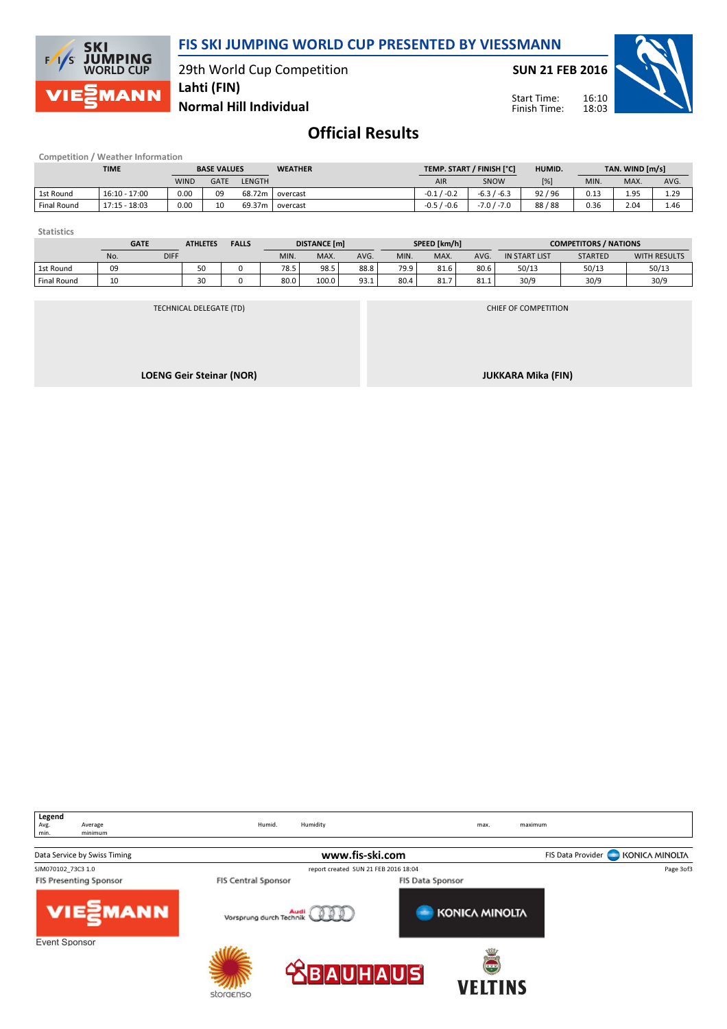# FIS SKI JUMPING WORLD CUP PRESENTED BY VIESSMANN

29th World Cup Competition
**Lahti (FIN)**
**Normal Hill Individual**

**SUN 21 FEB 2016**

Start Time: 16:10
Finish Time: 18:03

## Official Results

Competition / Weather Information

| | TIME | BASE VALUES | | | WEATHER | TEMP. START / FINISH [°C] | | HUMID. | TAN. WIND [m/s] | | |
|---|---|---|---|---|---|---|---|---|---|---|---|
| | | WIND | GATE | LENGTH | | AIR | SNOW | [%] | MIN. | MAX. | AVG. |
| 1st Round | 16:10 - 17:00 | 0.00 | 09 | 68.72m | overcast | -0.1 / -0.2 | -6.3 / -6.3 | 92 / 96 | 0.13 | 1.95 | 1.29 |
| Final Round | 17:15 - 18:03 | 0.00 | 10 | 69.37m | overcast | -0.5 / -0.6 | -7.0 / -7.0 | 88 / 88 | 0.36 | 2.04 | 1.46 |

Statistics

| | GATE | | ATHLETES | FALLS | DISTANCE [m] | | | SPEED [km/h] | | | COMPETITORS / NATIONS | | |
|---|---|---|---|---|---|---|---|---|---|---|---|---|---|
| | No. | DIFF | | | MIN. | MAX. | AVG. | MIN. | MAX. | AVG. | IN START LIST | STARTED | WITH RESULTS |
| 1st Round | 09 | | 50 | 0 | 78.5 | 98.5 | 88.8 | 79.9 | 81.6 | 80.6 | 50/13 | 50/13 | 50/13 |
| Final Round | 10 | | 30 | 0 | 80.0 | 100.0 | 93.1 | 80.4 | 81.7 | 81.1 | 30/9 | 30/9 | 30/9 |

| TECHNICAL DELEGATE (TD) | CHIEF OF COMPETITION |
|---|---|
| **LOENG Geir Steinar (NOR)** | **JUKKARA Mika (FIN)** |

**Legend**
Avg. Average
min. minimum
Humid. Humidity
max. maximum

Data Service by Swiss Timing
www.fis-ski.com
FIS Data Provider KONICA MINOLTA
SJM070102_73C3 1.0
report created SUN 21 FEB 2016 18:04

FIS Presenting Sponsor: VIESSMANN
FIS Central Sponsor: Audi Vorsprung durch Technik
FIS Data Sponsor: KONICA MINOLTA
Event Sponsor: storaenso, BAUHAUS, VELTINS